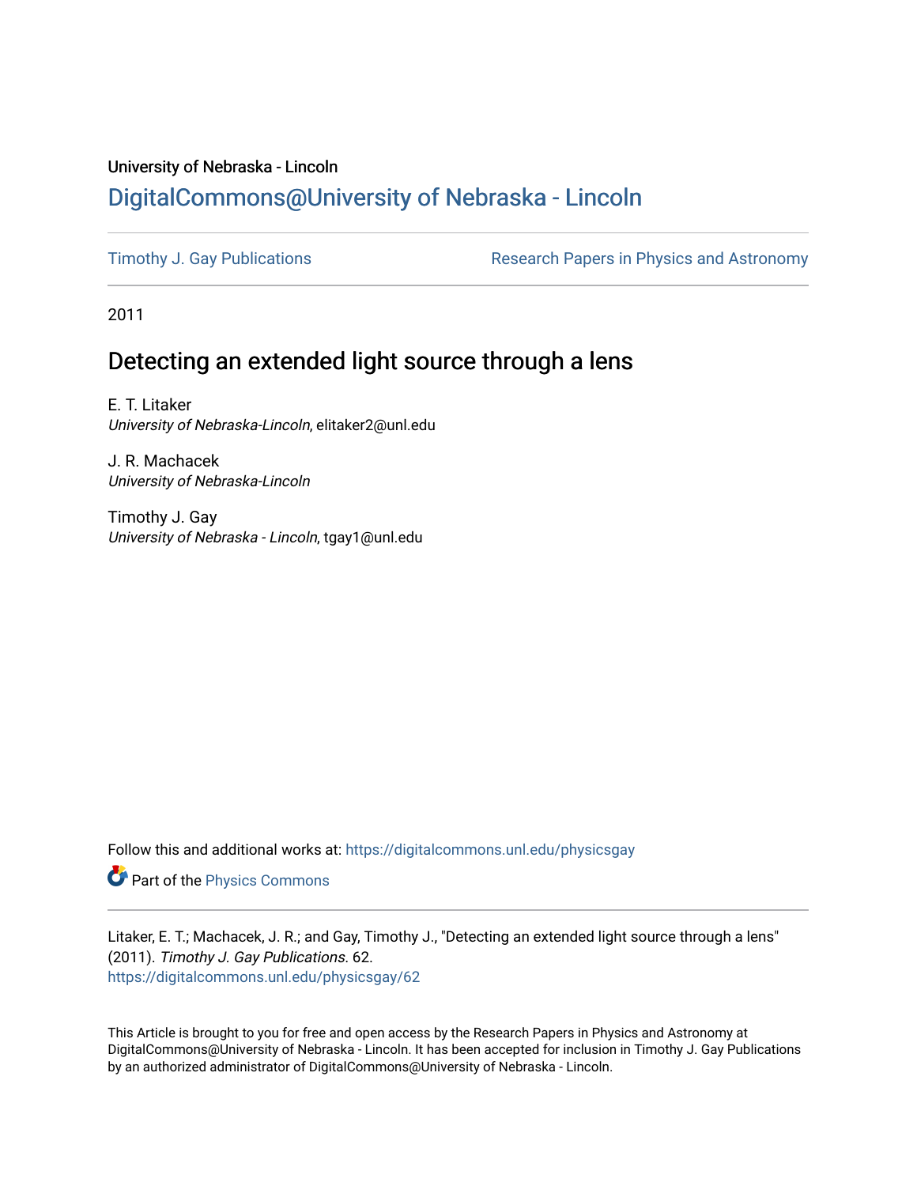University of Nebraska - Lincoln

## DigitalCommons@University of Nebraska - Lincoln

Timothy J. Gay Publications

Research Papers in Physics and Astronomy

2011

# Detecting an extended light source through a lens

E. T. Litaker
*University of Nebraska-Lincoln*, elitaker2@unl.edu

J. R. Machacek
*University of Nebraska-Lincoln*

Timothy J. Gay
*University of Nebraska - Lincoln*, tgay1@unl.edu

Follow this and additional works at: https://digitalcommons.unl.edu/physicsgay

Part of the Physics Commons

Litaker, E. T.; Machacek, J. R.; and Gay, Timothy J., "Detecting an extended light source through a lens" (2011). *Timothy J. Gay Publications*. 62.
https://digitalcommons.unl.edu/physicsgay/62

This Article is brought to you for free and open access by the Research Papers in Physics and Astronomy at DigitalCommons@University of Nebraska - Lincoln. It has been accepted for inclusion in Timothy J. Gay Publications by an authorized administrator of DigitalCommons@University of Nebraska - Lincoln.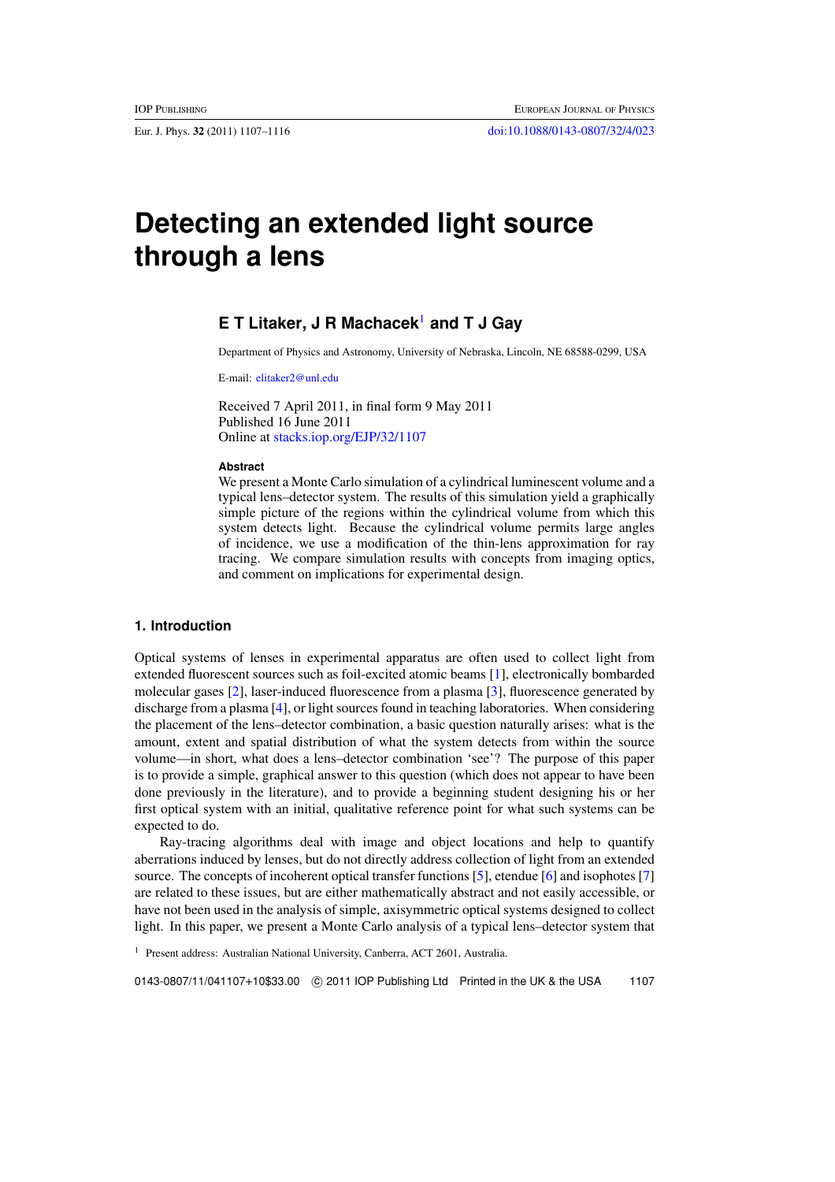# Detecting an extended light source through a lens

**E T Litaker, J R Machacek[1] and T J Gay**

Department of Physics and Astronomy, University of Nebraska, Lincoln, NE 68588-0299, USA

E-mail: elitaker2@unl.edu

Received 7 April 2011, in final form 9 May 2011
Published 16 June 2011
Online at stacks.iop.org/EJP/32/1107

**Abstract**

We present a Monte Carlo simulation of a cylindrical luminescent volume and a typical lens–detector system. The results of this simulation yield a graphically simple picture of the regions within the cylindrical volume from which this system detects light. Because the cylindrical volume permits large angles of incidence, we use a modification of the thin-lens approximation for ray tracing. We compare simulation results with concepts from imaging optics, and comment on implications for experimental design.

## 1. Introduction

Optical systems of lenses in experimental apparatus are often used to collect light from extended fluorescent sources such as foil-excited atomic beams [1], electronically bombarded molecular gases [2], laser-induced fluorescence from a plasma [3], fluorescence generated by discharge from a plasma [4], or light sources found in teaching laboratories. When considering the placement of the lens–detector combination, a basic question naturally arises: what is the amount, extent and spatial distribution of what the system detects from within the source volume—in short, what does a lens–detector combination 'see'? The purpose of this paper is to provide a simple, graphical answer to this question (which does not appear to have been done previously in the literature), and to provide a beginning student designing his or her first optical system with an initial, qualitative reference point for what such systems can be expected to do.

Ray-tracing algorithms deal with image and object locations and help to quantify aberrations induced by lenses, but do not directly address collection of light from an extended source. The concepts of incoherent optical transfer functions [5], etendue [6] and isophotes [7] are related to these issues, but are either mathematically abstract and not easily accessible, or have not been used in the analysis of simple, axisymmetric optical systems designed to collect light. In this paper, we present a Monte Carlo analysis of a typical lens–detector system that

[1] Present address: Australian National University, Canberra, ACT 2601, Australia.

0143-0807/11/041107+10$33.00 © 2011 IOP Publishing Ltd Printed in the UK & the USA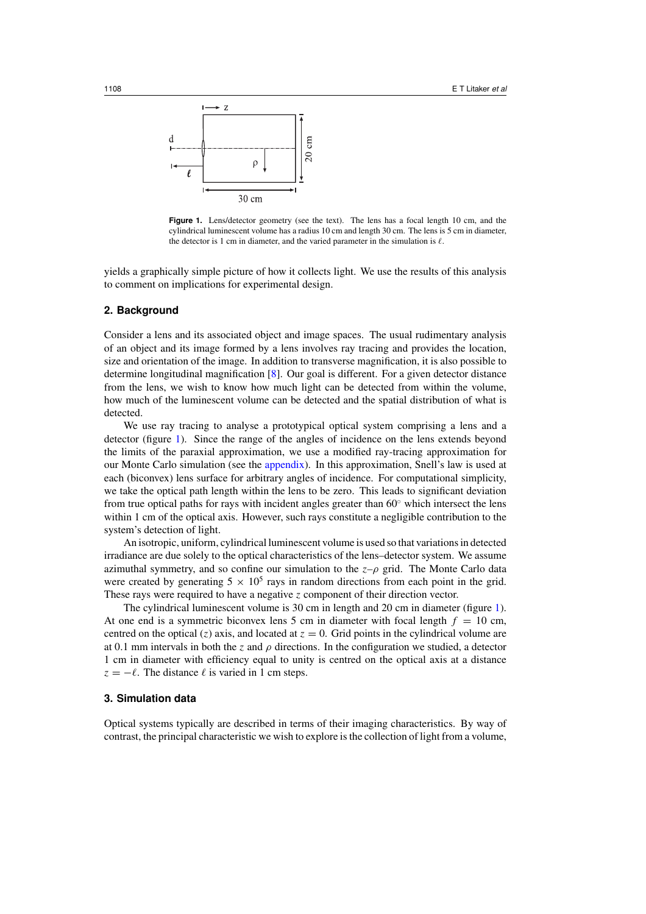**Figure 1.** Lens/detector geometry (see the text). The lens has a focal length 10 cm, and the cylindrical luminescent volume has a radius 10 cm and length 30 cm. The lens is 5 cm in diameter, the detector is 1 cm in diameter, and the varied parameter in the simulation is $\ell$.

yields a graphically simple picture of how it collects light. We use the results of this analysis to comment on implications for experimental design.

## 2. Background

Consider a lens and its associated object and image spaces. The usual rudimentary analysis of an object and its image formed by a lens involves ray tracing and provides the location, size and orientation of the image. In addition to transverse magnification, it is also possible to determine longitudinal magnification [8]. Our goal is different. For a given detector distance from the lens, we wish to know how much light can be detected from within the volume, how much of the luminescent volume can be detected and the spatial distribution of what is detected.

We use ray tracing to analyse a prototypical optical system comprising a lens and a detector (figure 1). Since the range of the angles of incidence on the lens extends beyond the limits of the paraxial approximation, we use a modified ray-tracing approximation for our Monte Carlo simulation (see the appendix). In this approximation, Snell's law is used at each (biconvex) lens surface for arbitrary angles of incidence. For computational simplicity, we take the optical path length within the lens to be zero. This leads to significant deviation from true optical paths for rays with incident angles greater than 60° which intersect the lens within 1 cm of the optical axis. However, such rays constitute a negligible contribution to the system's detection of light.

An isotropic, uniform, cylindrical luminescent volume is used so that variations in detected irradiance are due solely to the optical characteristics of the lens–detector system. We assume azimuthal symmetry, and so confine our simulation to the $z$–$\rho$ grid. The Monte Carlo data were created by generating $5 \times 10^5$ rays in random directions from each point in the grid. These rays were required to have a negative $z$ component of their direction vector.

The cylindrical luminescent volume is 30 cm in length and 20 cm in diameter (figure 1). At one end is a symmetric biconvex lens 5 cm in diameter with focal length $f = 10$ cm, centred on the optical ($z$) axis, and located at $z = 0$. Grid points in the cylindrical volume are at 0.1 mm intervals in both the $z$ and $\rho$ directions. In the configuration we studied, a detector 1 cm in diameter with efficiency equal to unity is centred on the optical axis at a distance $z = -\ell$. The distance $\ell$ is varied in 1 cm steps.

## 3. Simulation data

Optical systems typically are described in terms of their imaging characteristics. By way of contrast, the principal characteristic we wish to explore is the collection of light from a volume,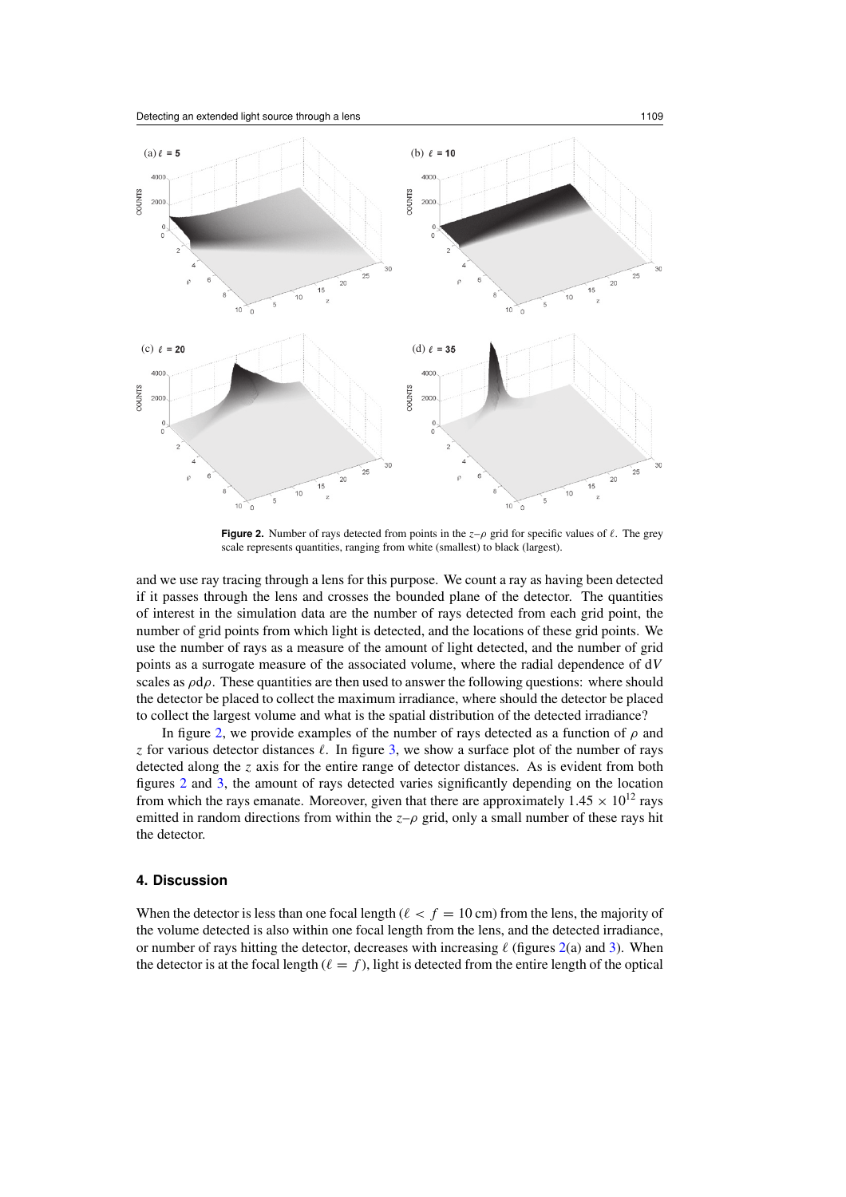**Figure 2.** Number of rays detected from points in the $z$–$\rho$ grid for specific values of $\ell$. The grey scale represents quantities, ranging from white (smallest) to black (largest).

and we use ray tracing through a lens for this purpose. We count a ray as having been detected if it passes through the lens and crosses the bounded plane of the detector. The quantities of interest in the simulation data are the number of rays detected from each grid point, the number of grid points from which light is detected, and the locations of these grid points. We use the number of rays as a measure of the amount of light detected, and the number of grid points as a surrogate measure of the associated volume, where the radial dependence of d$V$ scales as $\rho \mathrm{d}\rho$. These quantities are then used to answer the following questions: where should the detector be placed to collect the maximum irradiance, where should the detector be placed to collect the largest volume and what is the spatial distribution of the detected irradiance?

In figure 2, we provide examples of the number of rays detected as a function of $\rho$ and $z$ for various detector distances $\ell$. In figure 3, we show a surface plot of the number of rays detected along the $z$ axis for the entire range of detector distances. As is evident from both figures 2 and 3, the amount of rays detected varies significantly depending on the location from which the rays emanate. Moreover, given that there are approximately $1.45 \times 10^{12}$ rays emitted in random directions from within the $z$–$\rho$ grid, only a small number of these rays hit the detector.

## 4. Discussion

When the detector is less than one focal length ($\ell < f = 10$ cm) from the lens, the majority of the volume detected is also within one focal length from the lens, and the detected irradiance, or number of rays hitting the detector, decreases with increasing $\ell$ (figures 2(a) and 3). When the detector is at the focal length ($\ell = f$), light is detected from the entire length of the optical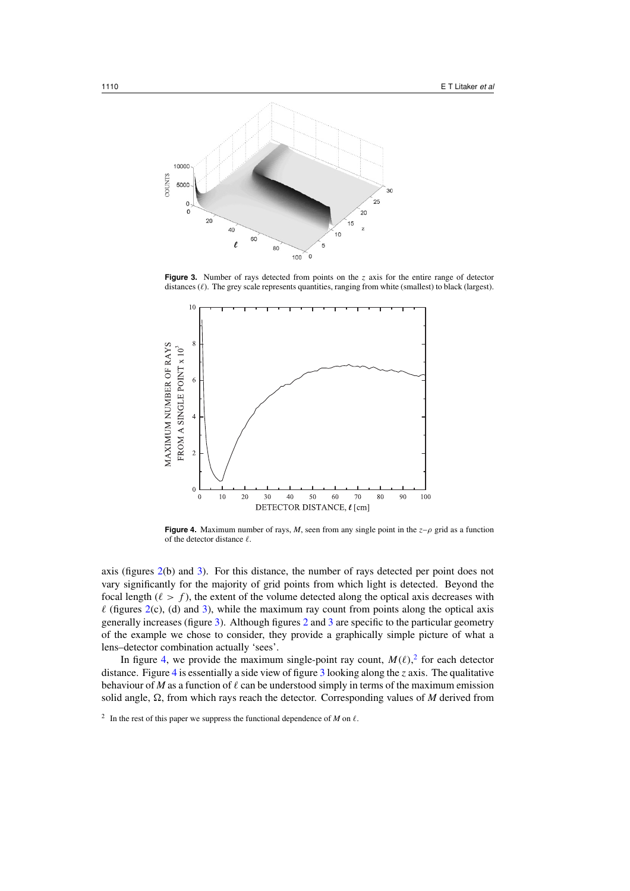**Figure 3.** Number of rays detected from points on the $z$ axis for the entire range of detector distances ($\ell$). The grey scale represents quantities, ranging from white (smallest) to black (largest).

**Figure 4.** Maximum number of rays, $M$, seen from any single point in the $z$–$\rho$ grid as a function of the detector distance $\ell$.

axis (figures 2(b) and 3). For this distance, the number of rays detected per point does not vary significantly for the majority of grid points from which light is detected. Beyond the focal length ($\ell > f$), the extent of the volume detected along the optical axis decreases with $\ell$ (figures 2(c), (d) and 3), while the maximum ray count from points along the optical axis generally increases (figure 3). Although figures 2 and 3 are specific to the particular geometry of the example we chose to consider, they provide a graphically simple picture of what a lens–detector combination actually 'sees'.

In figure 4, we provide the maximum single-point ray count, $M(\ell)$,[2] for each detector distance. Figure 4 is essentially a side view of figure 3 looking along the $z$ axis. The qualitative behaviour of $M$ as a function of $\ell$ can be understood simply in terms of the maximum emission solid angle, $\Omega$, from which rays reach the detector. Corresponding values of $M$ derived from

[2] In the rest of this paper we suppress the functional dependence of $M$ on $\ell$.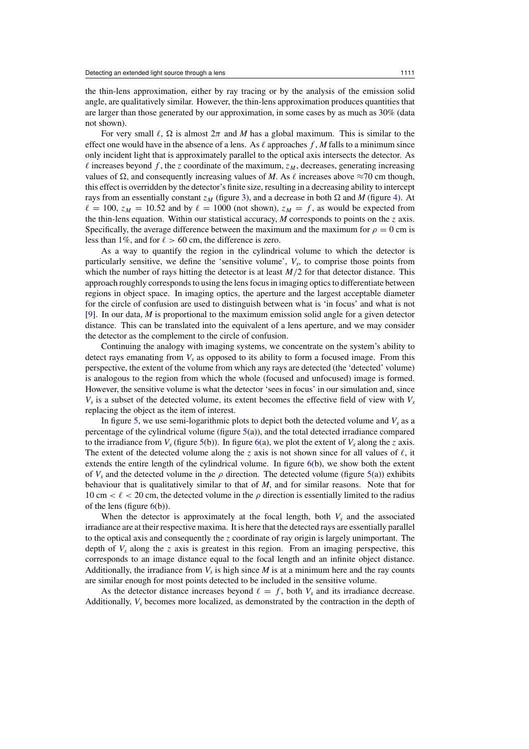the thin-lens approximation, either by ray tracing or by the analysis of the emission solid angle, are qualitatively similar. However, the thin-lens approximation produces quantities that are larger than those generated by our approximation, in some cases by as much as 30% (data not shown).

For very small $\ell$, $\Omega$ is almost $2\pi$ and $M$ has a global maximum. This is similar to the effect one would have in the absence of a lens. As $\ell$ approaches $f$, $M$ falls to a minimum since only incident light that is approximately parallel to the optical axis intersects the detector. As $\ell$ increases beyond $f$, the $z$ coordinate of the maximum, $z_M$, decreases, generating increasing values of $\Omega$, and consequently increasing values of $M$. As $\ell$ increases above $\approx$70 cm though, this effect is overridden by the detector's finite size, resulting in a decreasing ability to intercept rays from an essentially constant $z_M$ (figure 3), and a decrease in both $\Omega$ and $M$ (figure 4). At $\ell = 100$, $z_M = 10.52$ and by $\ell = 1000$ (not shown), $z_M = f$, as would be expected from the thin-lens equation. Within our statistical accuracy, $M$ corresponds to points on the $z$ axis. Specifically, the average difference between the maximum and the maximum for $\rho = 0$ cm is less than 1%, and for $\ell > 60$ cm, the difference is zero.

As a way to quantify the region in the cylindrical volume to which the detector is particularly sensitive, we define the 'sensitive volume', $V_s$, to comprise those points from which the number of rays hitting the detector is at least $M/2$ for that detector distance. This approach roughly corresponds to using the lens focus in imaging optics to differentiate between regions in object space. In imaging optics, the aperture and the largest acceptable diameter for the circle of confusion are used to distinguish between what is 'in focus' and what is not [9]. In our data, $M$ is proportional to the maximum emission solid angle for a given detector distance. This can be translated into the equivalent of a lens aperture, and we may consider the detector as the complement to the circle of confusion.

Continuing the analogy with imaging systems, we concentrate on the system's ability to detect rays emanating from $V_s$ as opposed to its ability to form a focused image. From this perspective, the extent of the volume from which any rays are detected (the 'detected' volume) is analogous to the region from which the whole (focused and unfocused) image is formed. However, the sensitive volume is what the detector 'sees in focus' in our simulation and, since $V_s$ is a subset of the detected volume, its extent becomes the effective field of view with $V_s$ replacing the object as the item of interest.

In figure 5, we use semi-logarithmic plots to depict both the detected volume and $V_s$ as a percentage of the cylindrical volume (figure 5(a)), and the total detected irradiance compared to the irradiance from $V_s$ (figure 5(b)). In figure 6(a), we plot the extent of $V_s$ along the $z$ axis. The extent of the detected volume along the $z$ axis is not shown since for all values of $\ell$, it extends the entire length of the cylindrical volume. In figure 6(b), we show both the extent of $V_s$ and the detected volume in the $\rho$ direction. The detected volume (figure 5(a)) exhibits behaviour that is qualitatively similar to that of $M$, and for similar reasons. Note that for 10 cm $< \ell <$ 20 cm, the detected volume in the $\rho$ direction is essentially limited to the radius of the lens (figure 6(b)).

When the detector is approximately at the focal length, both $V_s$ and the associated irradiance are at their respective maxima. It is here that the detected rays are essentially parallel to the optical axis and consequently the $z$ coordinate of ray origin is largely unimportant. The depth of $V_s$ along the $z$ axis is greatest in this region. From an imaging perspective, this corresponds to an image distance equal to the focal length and an infinite object distance. Additionally, the irradiance from $V_s$ is high since $M$ is at a minimum here and the ray counts are similar enough for most points detected to be included in the sensitive volume.

As the detector distance increases beyond $\ell = f$, both $V_s$ and its irradiance decrease. Additionally, $V_s$ becomes more localized, as demonstrated by the contraction in the depth of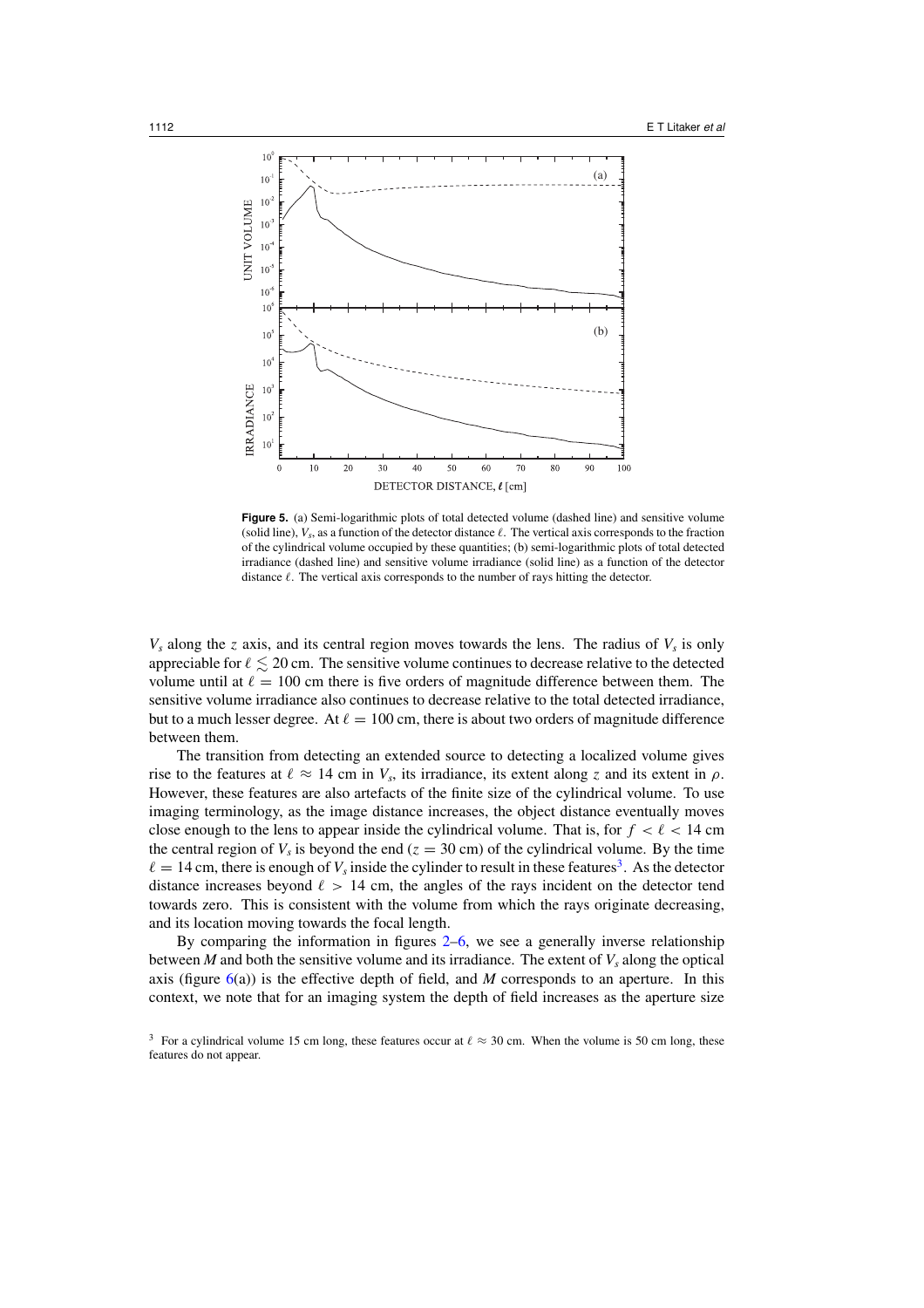**Figure 5.** (a) Semi-logarithmic plots of total detected volume (dashed line) and sensitive volume (solid line), $V_s$, as a function of the detector distance $\ell$. The vertical axis corresponds to the fraction of the cylindrical volume occupied by these quantities; (b) semi-logarithmic plots of total detected irradiance (dashed line) and sensitive volume irradiance (solid line) as a function of the detector distance $\ell$. The vertical axis corresponds to the number of rays hitting the detector.

$V_s$ along the $z$ axis, and its central region moves towards the lens. The radius of $V_s$ is only appreciable for $\ell \lesssim 20$ cm. The sensitive volume continues to decrease relative to the detected volume until at $\ell = 100$ cm there is five orders of magnitude difference between them. The sensitive volume irradiance also continues to decrease relative to the total detected irradiance, but to a much lesser degree. At $\ell = 100$ cm, there is about two orders of magnitude difference between them.

The transition from detecting an extended source to detecting a localized volume gives rise to the features at $\ell \approx 14$ cm in $V_s$, its irradiance, its extent along $z$ and its extent in $\rho$. However, these features are also artefacts of the finite size of the cylindrical volume. To use imaging terminology, as the image distance increases, the object distance eventually moves close enough to the lens to appear inside the cylindrical volume. That is, for $f < \ell < 14$ cm the central region of $V_s$ is beyond the end ($z = 30$ cm) of the cylindrical volume. By the time $\ell = 14$ cm, there is enough of $V_s$ inside the cylinder to result in these features[3]. As the detector distance increases beyond $\ell > 14$ cm, the angles of the rays incident on the detector tend towards zero. This is consistent with the volume from which the rays originate decreasing, and its location moving towards the focal length.

By comparing the information in figures 2–6, we see a generally inverse relationship between $M$ and both the sensitive volume and its irradiance. The extent of $V_s$ along the optical axis (figure 6(a)) is the effective depth of field, and $M$ corresponds to an aperture. In this context, we note that for an imaging system the depth of field increases as the aperture size

[3] For a cylindrical volume 15 cm long, these features occur at $\ell \approx 30$ cm. When the volume is 50 cm long, these features do not appear.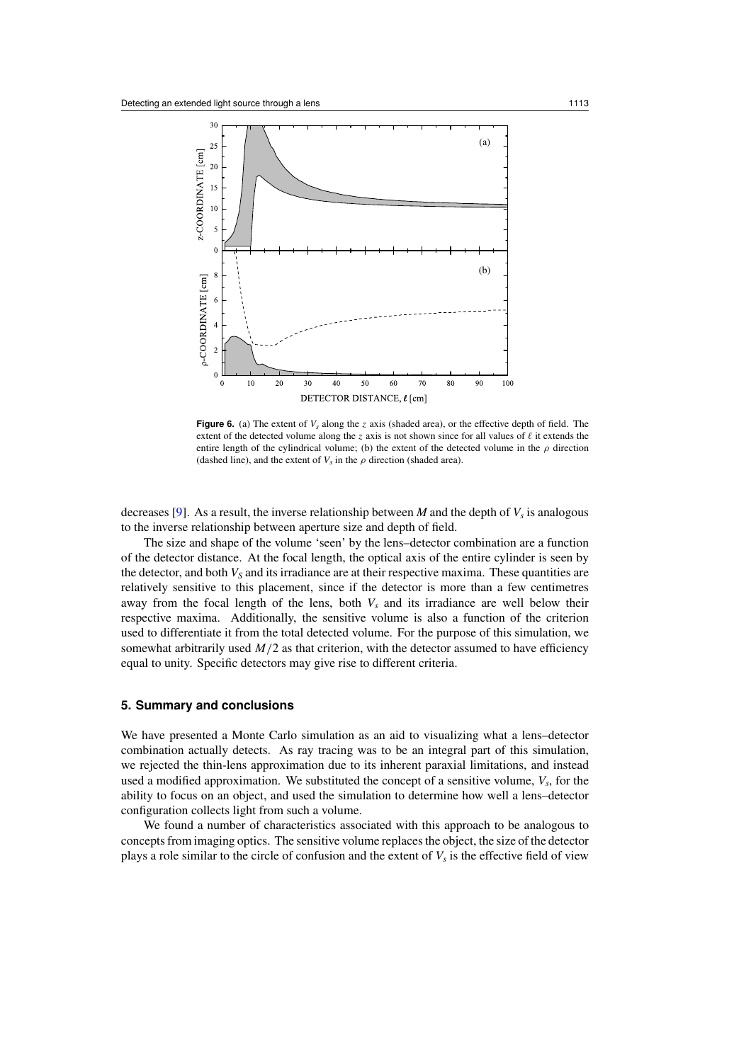**Figure 6.** (a) The extent of $V_s$ along the $z$ axis (shaded area), or the effective depth of field. The extent of the detected volume along the $z$ axis is not shown since for all values of $\ell$ it extends the entire length of the cylindrical volume; (b) the extent of the detected volume in the $\rho$ direction (dashed line), and the extent of $V_s$ in the $\rho$ direction (shaded area).

decreases [9]. As a result, the inverse relationship between $M$ and the depth of $V_s$ is analogous to the inverse relationship between aperture size and depth of field.

The size and shape of the volume 'seen' by the lens–detector combination are a function of the detector distance. At the focal length, the optical axis of the entire cylinder is seen by the detector, and both $V_S$ and its irradiance are at their respective maxima. These quantities are relatively sensitive to this placement, since if the detector is more than a few centimetres away from the focal length of the lens, both $V_s$ and its irradiance are well below their respective maxima. Additionally, the sensitive volume is also a function of the criterion used to differentiate it from the total detected volume. For the purpose of this simulation, we somewhat arbitrarily used $M/2$ as that criterion, with the detector assumed to have efficiency equal to unity. Specific detectors may give rise to different criteria.

## 5. Summary and conclusions

We have presented a Monte Carlo simulation as an aid to visualizing what a lens–detector combination actually detects. As ray tracing was to be an integral part of this simulation, we rejected the thin-lens approximation due to its inherent paraxial limitations, and instead used a modified approximation. We substituted the concept of a sensitive volume, $V_s$, for the ability to focus on an object, and used the simulation to determine how well a lens–detector configuration collects light from such a volume.

We found a number of characteristics associated with this approach to be analogous to concepts from imaging optics. The sensitive volume replaces the object, the size of the detector plays a role similar to the circle of confusion and the extent of $V_s$ is the effective field of view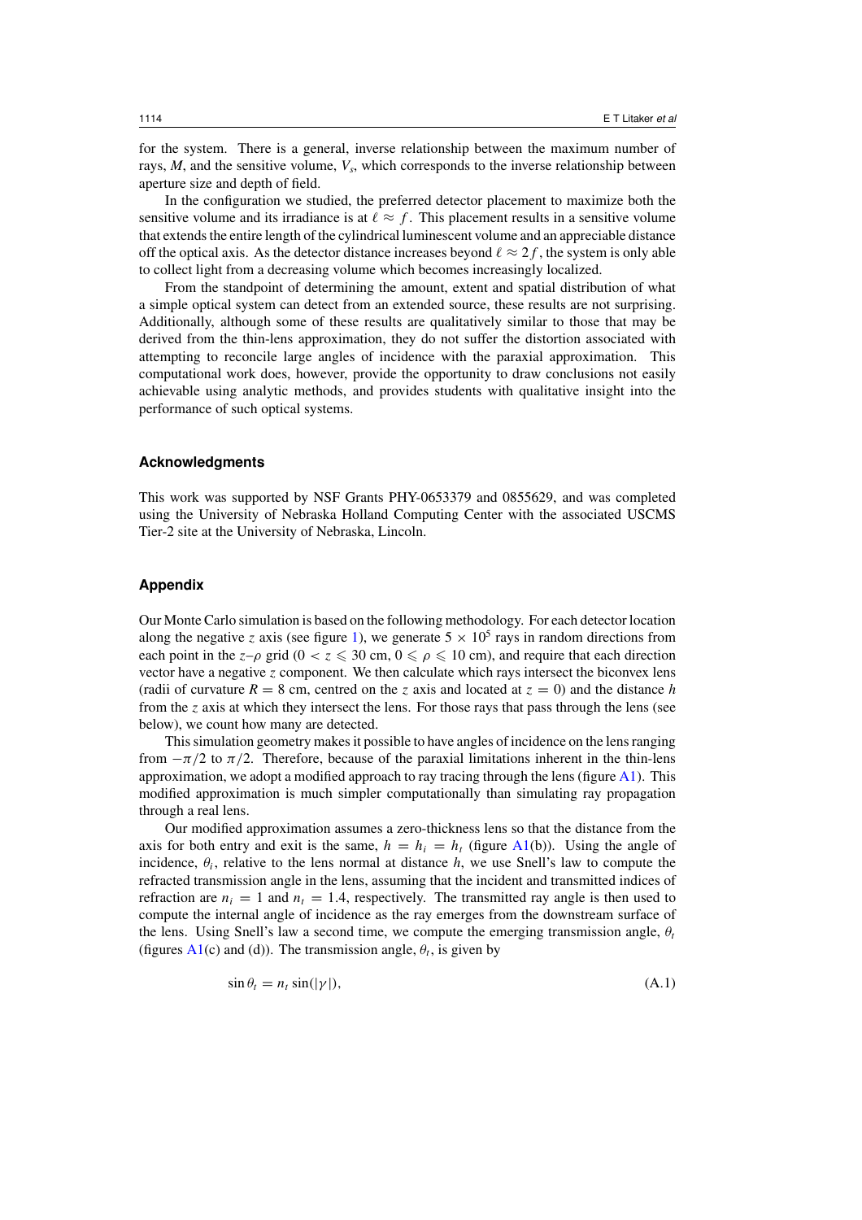for the system. There is a general, inverse relationship between the maximum number of rays, $M$, and the sensitive volume, $V_s$, which corresponds to the inverse relationship between aperture size and depth of field.

In the configuration we studied, the preferred detector placement to maximize both the sensitive volume and its irradiance is at $\ell \approx f$. This placement results in a sensitive volume that extends the entire length of the cylindrical luminescent volume and an appreciable distance off the optical axis. As the detector distance increases beyond $\ell \approx 2f$, the system is only able to collect light from a decreasing volume which becomes increasingly localized.

From the standpoint of determining the amount, extent and spatial distribution of what a simple optical system can detect from an extended source, these results are not surprising. Additionally, although some of these results are qualitatively similar to those that may be derived from the thin-lens approximation, they do not suffer the distortion associated with attempting to reconcile large angles of incidence with the paraxial approximation. This computational work does, however, provide the opportunity to draw conclusions not easily achievable using analytic methods, and provides students with qualitative insight into the performance of such optical systems.

### Acknowledgments

This work was supported by NSF Grants PHY-0653379 and 0855629, and was completed using the University of Nebraska Holland Computing Center with the associated USCMS Tier-2 site at the University of Nebraska, Lincoln.

### Appendix

Our Monte Carlo simulation is based on the following methodology. For each detector location along the negative $z$ axis (see figure 1), we generate $5 \times 10^5$ rays in random directions from each point in the $z$–$\rho$ grid ($0 < z \leqslant 30$ cm, $0 \leqslant \rho \leqslant 10$ cm), and require that each direction vector have a negative $z$ component. We then calculate which rays intersect the biconvex lens (radii of curvature $R = 8$ cm, centred on the $z$ axis and located at $z = 0$) and the distance $h$ from the $z$ axis at which they intersect the lens. For those rays that pass through the lens (see below), we count how many are detected.

This simulation geometry makes it possible to have angles of incidence on the lens ranging from $-\pi/2$ to $\pi/2$. Therefore, because of the paraxial limitations inherent in the thin-lens approximation, we adopt a modified approach to ray tracing through the lens (figure A1). This modified approximation is much simpler computationally than simulating ray propagation through a real lens.

Our modified approximation assumes a zero-thickness lens so that the distance from the axis for both entry and exit is the same, $h = h_i = h_t$ (figure A1(b)). Using the angle of incidence, $\theta_i$, relative to the lens normal at distance $h$, we use Snell's law to compute the refracted transmission angle in the lens, assuming that the incident and transmitted indices of refraction are $n_i = 1$ and $n_t = 1.4$, respectively. The transmitted ray angle is then used to compute the internal angle of incidence as the ray emerges from the downstream surface of the lens. Using Snell's law a second time, we compute the emerging transmission angle, $\theta_t$ (figures A1(c) and (d)). The transmission angle, $\theta_t$, is given by

$$\sin\theta_t = n_t \sin(|\gamma|), \tag{A.1}$$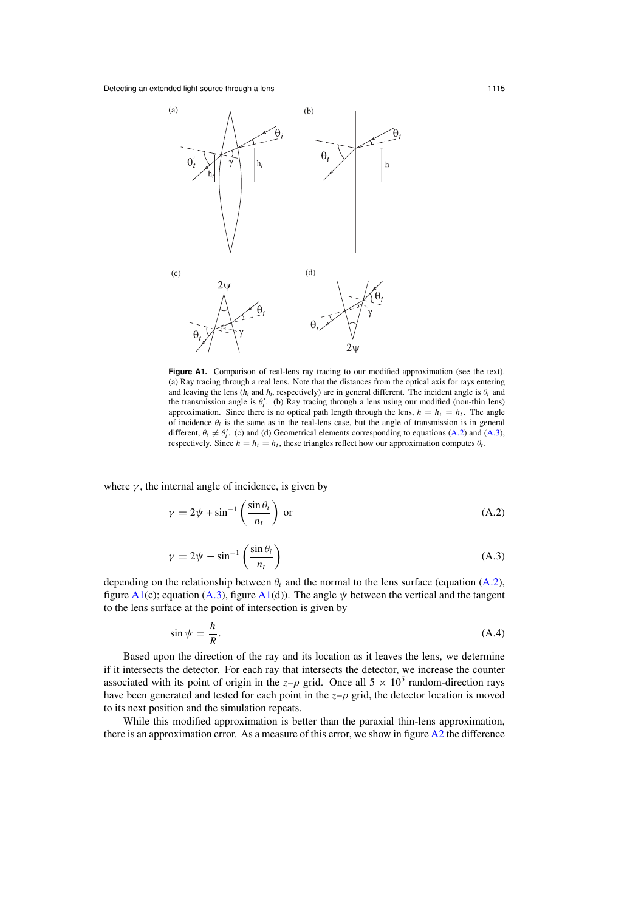**Figure A1.** Comparison of real-lens ray tracing to our modified approximation (see the text). (a) Ray tracing through a real lens. Note that the distances from the optical axis for rays entering and leaving the lens ($h_i$ and $h_t$, respectively) are in general different. The incident angle is $\theta_i$ and the transmission angle is $\theta_t'$. (b) Ray tracing through a lens using our modified (non-thin lens) approximation. Since there is no optical path length through the lens, $h = h_i = h_t$. The angle of incidence $\theta_i$ is the same as in the real-lens case, but the angle of transmission is in general different, $\theta_t \neq \theta_t'$. (c) and (d) Geometrical elements corresponding to equations (A.2) and (A.3), respectively. Since $h = h_i = h_t$, these triangles reflect how our approximation computes $\theta_t$.

where $\gamma$, the internal angle of incidence, is given by

$$\gamma = 2\psi + \sin^{-1}\left(\frac{\sin\theta_i}{n_t}\right) \quad \text{or} \tag{A.2}$$

$$\gamma = 2\psi - \sin^{-1}\left(\frac{\sin\theta_i}{n_t}\right) \tag{A.3}$$

depending on the relationship between $\theta_i$ and the normal to the lens surface (equation (A.2), figure A1(c); equation (A.3), figure A1(d)). The angle $\psi$ between the vertical and the tangent to the lens surface at the point of intersection is given by

$$\sin\psi = \frac{h}{R}. \tag{A.4}$$

Based upon the direction of the ray and its location as it leaves the lens, we determine if it intersects the detector. For each ray that intersects the detector, we increase the counter associated with its point of origin in the $z$–$\rho$ grid. Once all $5 \times 10^5$ random-direction rays have been generated and tested for each point in the $z$–$\rho$ grid, the detector location is moved to its next position and the simulation repeats.

While this modified approximation is better than the paraxial thin-lens approximation, there is an approximation error. As a measure of this error, we show in figure A2 the difference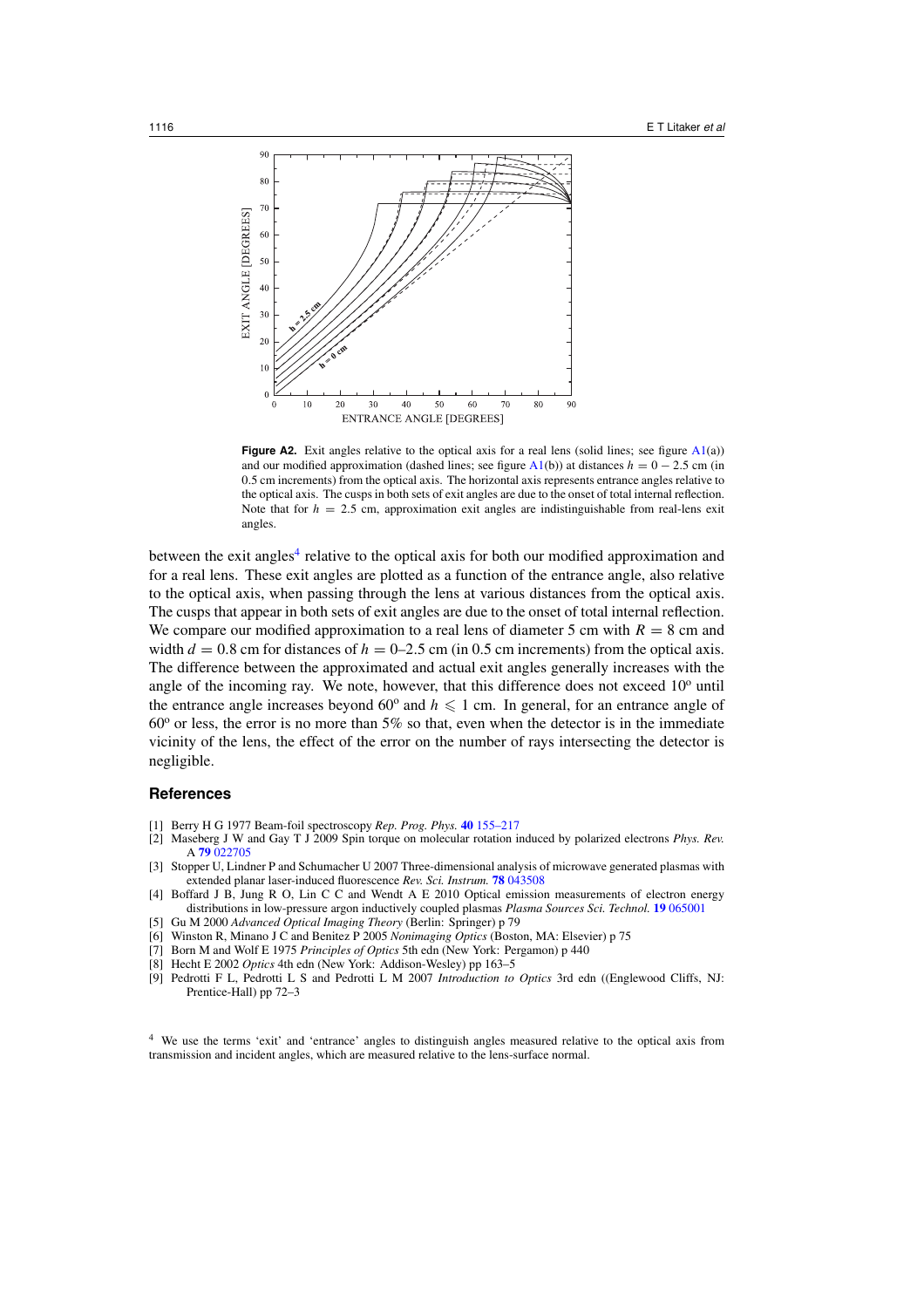90
80
70
60
50
40
30
20
10
0

EXIT ANGLE [DEGREES]

h = 2.5 cm

h = 0 cm

0 10 20 30 40 50 60 70 80 90

ENTRANCE ANGLE [DEGREES]

**Figure A2.** Exit angles relative to the optical axis for a real lens (solid lines; see figure A1(a)) and our modified approximation (dashed lines; see figure A1(b)) at distances $h = 0 - 2.5$ cm (in 0.5 cm increments) from the optical axis. The horizontal axis represents entrance angles relative to the optical axis. The cusps in both sets of exit angles are due to the onset of total internal reflection. Note that for $h = 2.5$ cm, approximation exit angles are indistinguishable from real-lens exit angles.

between the exit angles[4] relative to the optical axis for both our modified approximation and for a real lens. These exit angles are plotted as a function of the entrance angle, also relative to the optical axis, when passing through the lens at various distances from the optical axis. The cusps that appear in both sets of exit angles are due to the onset of total internal reflection. We compare our modified approximation to a real lens of diameter 5 cm with $R = 8$ cm and width $d = 0.8$ cm for distances of $h = 0$–2.5 cm (in 0.5 cm increments) from the optical axis. The difference between the approximated and actual exit angles generally increases with the angle of the incoming ray. We note, however, that this difference does not exceed $10^{\circ}$ until the entrance angle increases beyond $60^{\circ}$ and $h \leqslant 1$ cm. In general, for an entrance angle of $60^{\circ}$ or less, the error is no more than 5% so that, even when the detector is in the immediate vicinity of the lens, the effect of the error on the number of rays intersecting the detector is negligible.

## References

[1] Berry H G 1977 Beam-foil spectroscopy *Rep. Prog. Phys.* **40** 155–217

[2] Maseberg J W and Gay T J 2009 Spin torque on molecular rotation induced by polarized electrons *Phys. Rev.* A **79** 022705

[3] Stopper U, Lindner P and Schumacher U 2007 Three-dimensional analysis of microwave generated plasmas with extended planar laser-induced fluorescence *Rev. Sci. Instrum.* **78** 043508

[4] Boffard J B, Jung R O, Lin C C and Wendt A E 2010 Optical emission measurements of electron energy distributions in low-pressure argon inductively coupled plasmas *Plasma Sources Sci. Technol.* **19** 065001

[5] Gu M 2000 *Advanced Optical Imaging Theory* (Berlin: Springer) p 79

[6] Winston R, Minano J C and Benitez P 2005 *Nonimaging Optics* (Boston, MA: Elsevier) p 75

[7] Born M and Wolf E 1975 *Principles of Optics* 5th edn (New York: Pergamon) p 440

[8] Hecht E 2002 *Optics* 4th edn (New York: Addison-Wesley) pp 163–5

[9] Pedrotti F L, Pedrotti L S and Pedrotti L M 2007 *Introduction to Optics* 3rd edn ((Englewood Cliffs, NJ: Prentice-Hall) pp 72–3

[4] We use the terms 'exit' and 'entrance' angles to distinguish angles measured relative to the optical axis from transmission and incident angles, which are measured relative to the lens-surface normal.